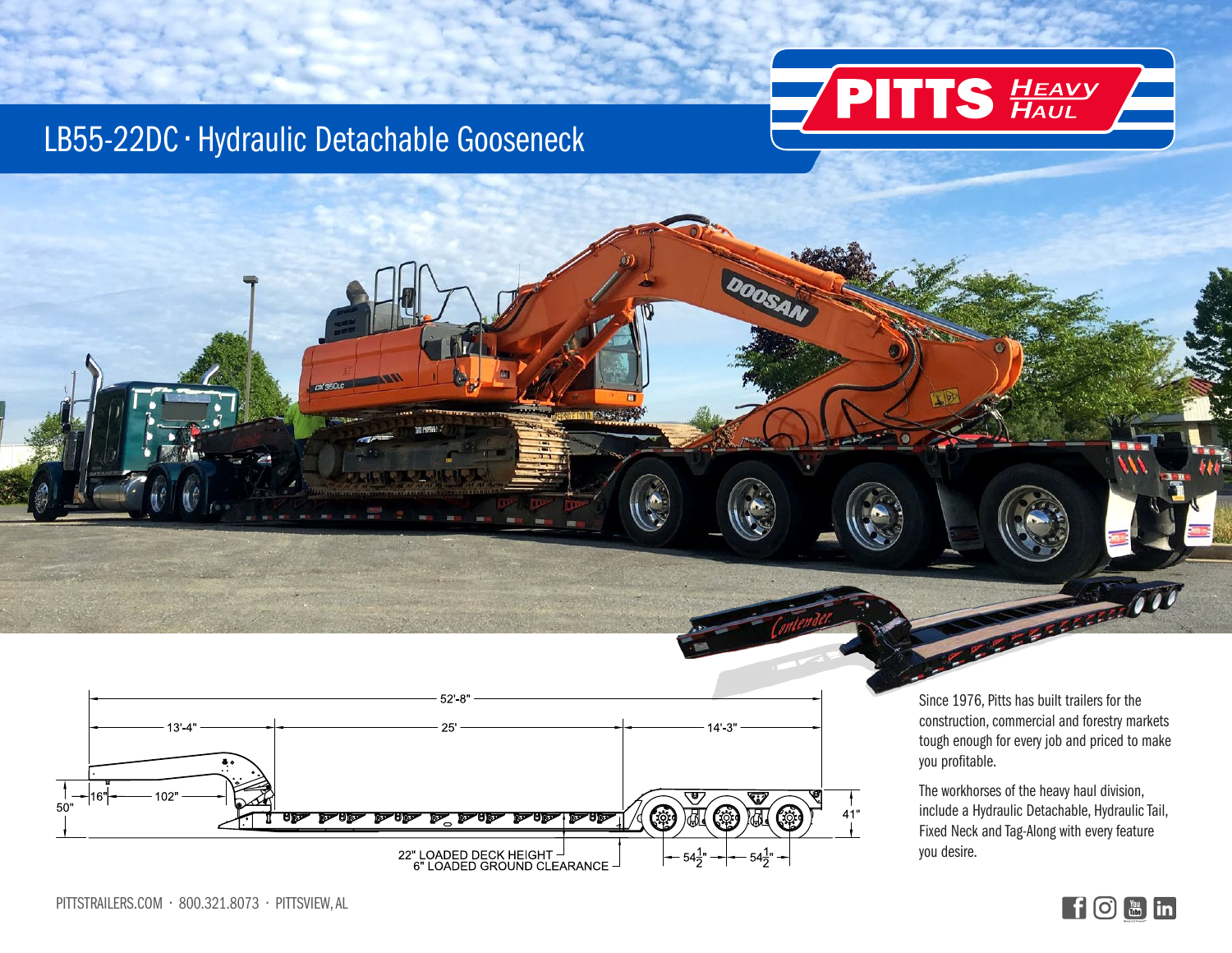# LB55-22DC · Hydraulic Detachable Gooseneck

PITTS HEAVY HAUL

52'-8"

13'-4"

25'

14'-3"

16"

102"

50"

41"

22" LOADED DECK HEIGHT
6" LOADED GROUND CLEARANCE

$54\frac{1}{2}$"

$54\frac{1}{2}$"

Since 1976, Pitts has built trailers for the construction, commercial and forestry markets tough enough for every job and priced to make you profitable.

The workhorses of the heavy haul division, include a Hydraulic Detachable, Hydraulic Tail, Fixed Neck and Tag-Along with every feature you desire.

PITTSTRAILERS.COM · 800.321.8073 · PITTSVIEW, AL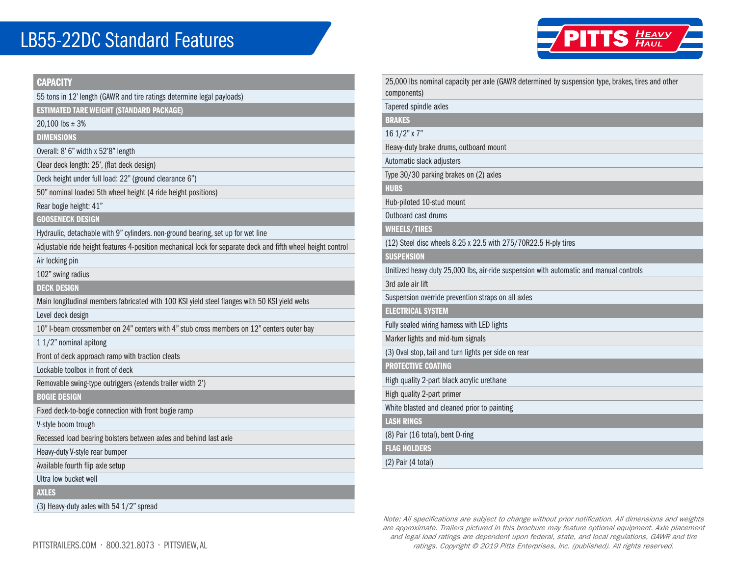# LB55-22DC Standard Features

PITTS HEAVY HAUL

### CAPACITY

55 tons in 12' length (GAWR and tire ratings determine legal payloads)

### ESTIMATED TARE WEIGHT (STANDARD PACKAGE)

20,100 lbs ± 3%

### DIMENSIONS

- Overall: 8' 6" width x 52'8" length
- Clear deck length: 25', (flat deck design)
- Deck height under full load: 22" (ground clearance 6")
- 50" nominal loaded 5th wheel height (4 ride height positions)
- Rear bogie height: 41"

### GOOSENECK DESIGN

- Hydraulic, detachable with 9" cylinders. non-ground bearing, set up for wet line
- Adjustable ride height features 4-position mechanical lock for separate deck and fifth wheel height control
- Air locking pin
- 102" swing radius

### DECK DESIGN

- Main longitudinal members fabricated with 100 KSI yield steel flanges with 50 KSI yield webs
- Level deck design
- 10" I-beam crossmember on 24" centers with 4" stub cross members on 12" centers outer bay
- 1 1/2" nominal apitong
- Front of deck approach ramp with traction cleats
- Lockable toolbox in front of deck
- Removable swing-type outriggers (extends trailer width 2')

### BOGIE DESIGN

- Fixed deck-to-bogie connection with front bogie ramp
- V-style boom trough
- Recessed load bearing bolsters between axles and behind last axle
- Heavy-duty V-style rear bumper
- Available fourth flip axle setup
- Ultra low bucket well

### AXLES

- (3) Heavy-duty axles with 54 1/2" spread
- 25,000 lbs nominal capacity per axle (GAWR determined by suspension type, brakes, tires and other components)
- Tapered spindle axles

### BRAKES

- 16 1/2" x 7"
- Heavy-duty brake drums, outboard mount
- Automatic slack adjusters
- Type 30/30 parking brakes on (2) axles

### HUBS

- Hub-piloted 10-stud mount
- Outboard cast drums

### WHEELS/TIRES

(12) Steel disc wheels 8.25 x 22.5 with 275/70R22.5 H-ply tires

### SUSPENSION

- Unitized heavy duty 25,000 lbs, air-ride suspension with automatic and manual controls
- 3rd axle air lift
- Suspension override prevention straps on all axles

### ELECTRICAL SYSTEM

- Fully sealed wiring harness with LED lights
- Marker lights and mid-turn signals
- (3) Oval stop, tail and turn lights per side on rear

### PROTECTIVE COATING

- High quality 2-part black acrylic urethane
- High quality 2-part primer
- White blasted and cleaned prior to painting

### LASH RINGS

(8) Pair (16 total), bent D-ring

### FLAG HOLDERS

(2) Pair (4 total)

*Note: All specifications are subject to change without prior notification. All dimensions and weights are approximate. Trailers pictured in this brochure may feature optional equipment. Axle placement and legal load ratings are dependent upon federal, state, and local regulations, GAWR and tire ratings. Copyright © 2019 Pitts Enterprises, Inc. (published). All rights reserved.*

PITTSTRAILERS.COM · 800.321.8073 · PITTSVIEW, AL